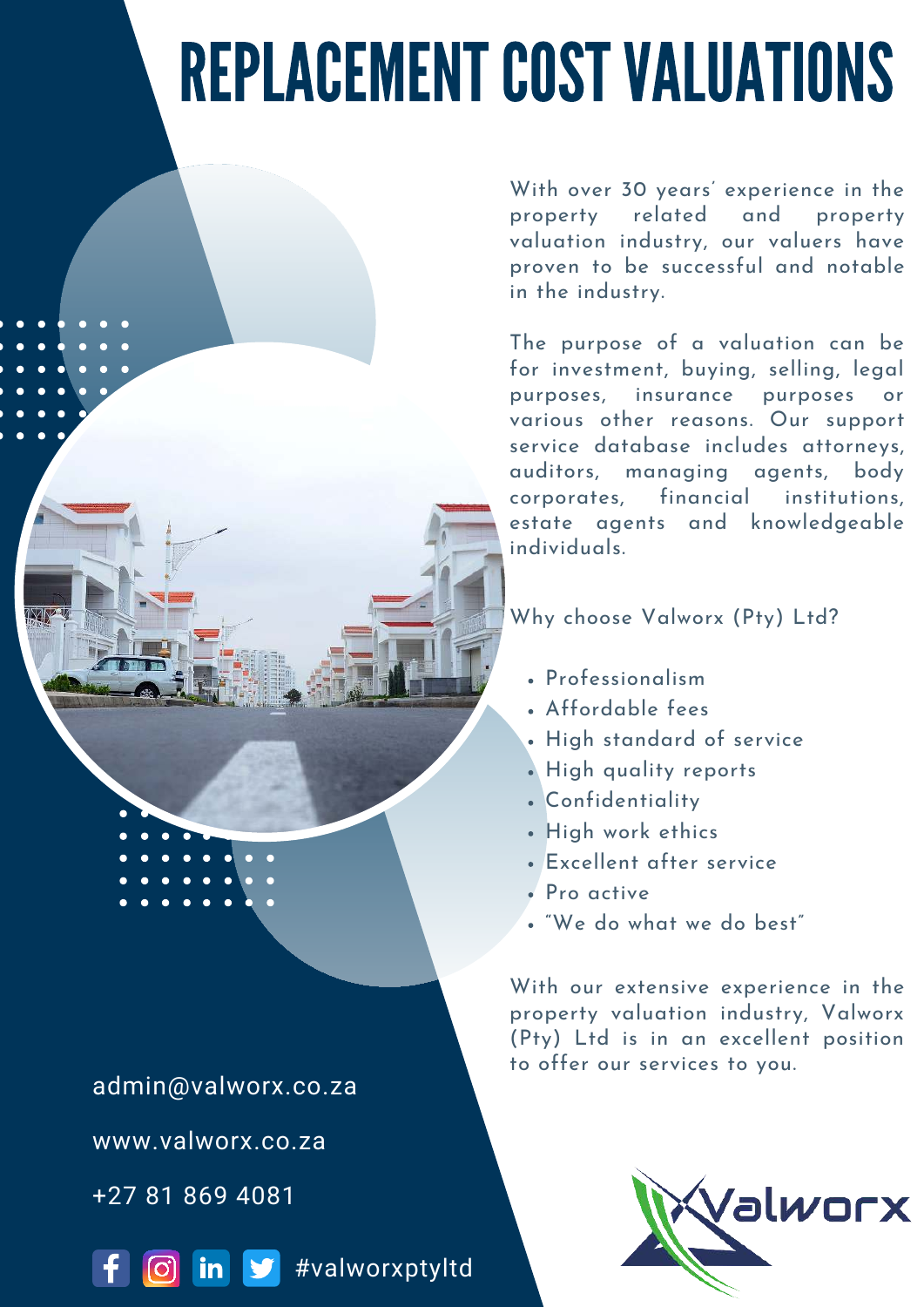# REPLACEMENT COST VALUATIONS

With over 30 years' experience in the property related and property valuation industry, our valuers have proven to be successful and notable in the industry.

The purpose of a valuation can be for investment, buying, selling, legal purposes, insurance purposes or various other reasons. Our support service database includes attorneys, auditors, managing agents, body corporates, financial institutions, estate agents and knowledgeable individuals.

Why choose Valworx (Pty) Ltd?

- Professionalism
- Affordable fees
- High standard of service
- High quality reports
- Confidentiality
- High work ethics
- Excellent after service
- Pro active
- "We do what we do best"

With our extensive experience in the property valuation industry, Valworx (Pty) Ltd is in an excellent position to offer our services to you.

admin@valworx.co.za

www.valworx.co.za

+27 81 869 4081

#valworxptyltd

Valworx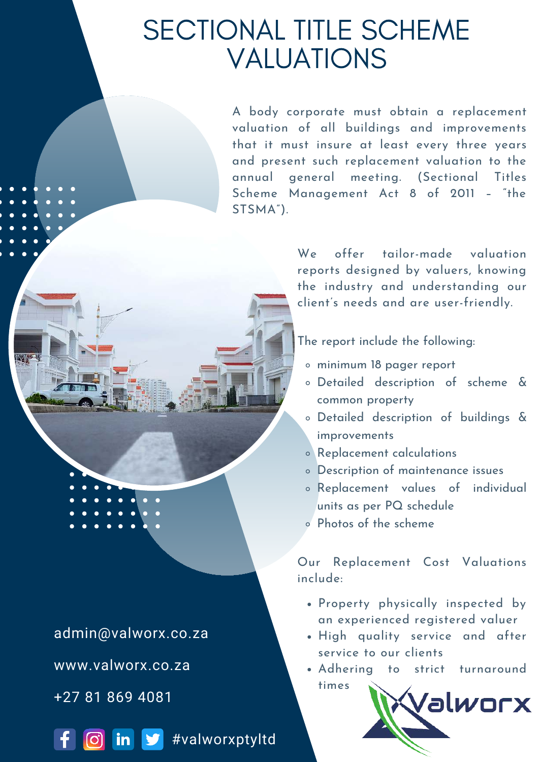# SECTIONAL TITLE SCHEME VALUATIONS

A body corporate must obtain a replacement valuation of all buildings and improvements that it must insure at least every three years and present such replacement valuation to the annual general meeting. (Sectional Titles Scheme Management Act 8 of 2011 – "the STSMA").

We offer tailor-made valuation reports designed by valuers, knowing the industry and understanding our client's needs and are user-friendly.

The report include the following:

- minimum 18 pager report
- Detailed description of scheme & common property
- Detailed description of buildings & improvements
- Replacement calculations
- Description of maintenance issues
- Replacement values of individual units as per PQ schedule
- Photos of the scheme

Our Replacement Cost Valuations include:

- Property physically inspected by an experienced registered valuer
- High quality service and after service to our clients
- Adhering to strict turnaround times

admin@valworx.co.za

www.valworx.co.za

+27 81 869 4081

#valworxptyltd

Valworx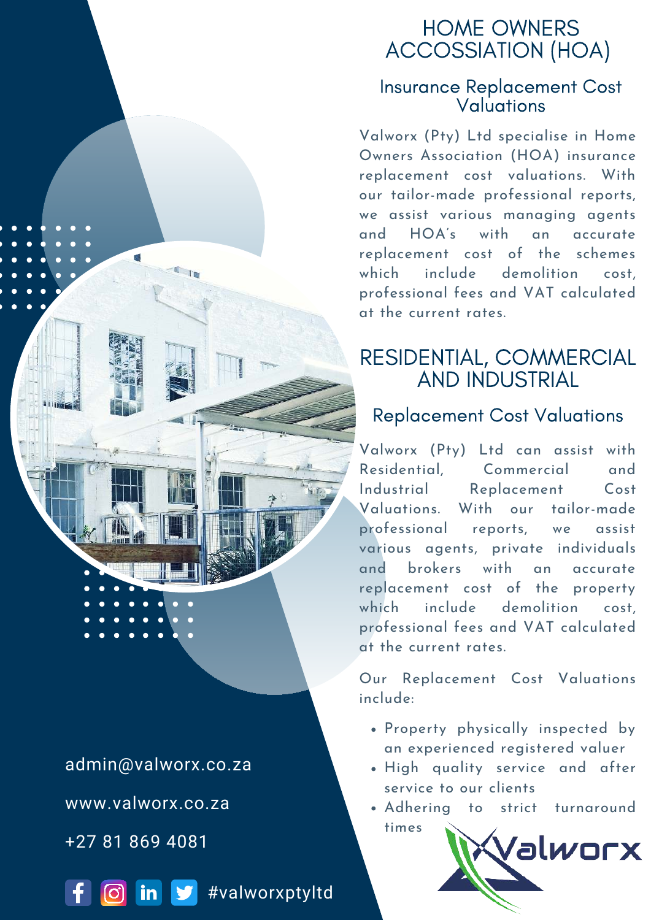# HOME OWNERS ACCOSSIATION (HOA)

## Insurance Replacement Cost Valuations

Valworx (Pty) Ltd specialise in Home Owners Association (HOA) insurance replacement cost valuations. With our tailor-made professional reports, we assist various managing agents and HOA's with an accurate replacement cost of the schemes which include demolition cost, professional fees and VAT calculated at the current rates.

# RESIDENTIAL, COMMERCIAL AND INDUSTRIAL

## Replacement Cost Valuations

Valworx (Pty) Ltd can assist with Residential, Commercial and Industrial Replacement Cost Valuations. With our tailor-made professional reports, we assist various agents, private individuals and brokers with an accurate replacement cost of the property which include demolition cost, professional fees and VAT calculated at the current rates.

Our Replacement Cost Valuations include:

- Property physically inspected by an experienced registered valuer
- High quality service and after service to our clients
- Adhering to strict turnaround times

Valworx

admin@valworx.co.za

www.valworx.co.za

+27 81 869 4081

#valworxptyltd